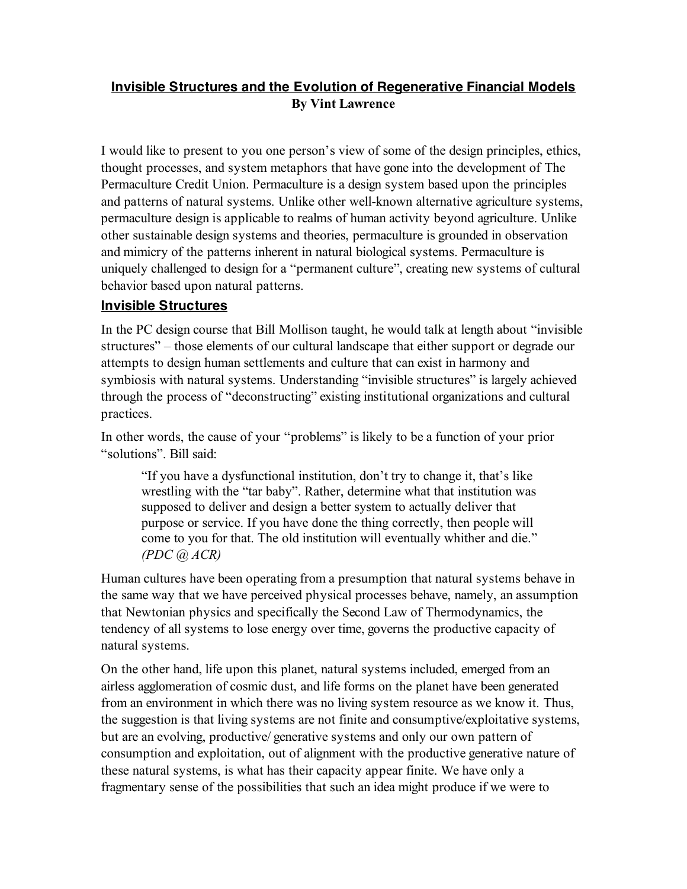# **Invisible Structures and the Evolution of Regenerative Financial Models**

**By Vint Lawrence**

I would like to present to you one person's view of some of the design principles, ethics, thought processes, and system metaphors that have gone into the development of The Permaculture Credit Union. Permaculture is a design system based upon the principles and patterns of natural systems. Unlike other well-known alternative agriculture systems, permaculture design is applicable to realms of human activity beyond agriculture. Unlike other sustainable design systems and theories, permaculture is grounded in observation and mimicry of the patterns inherent in natural biological systems. Permaculture is uniquely challenged to design for a "permanent culture", creating new systems of cultural behavior based upon natural patterns.

## **Invisible Structures**

In the PC design course that Bill Mollison taught, he would talk at length about "invisible structures" – those elements of our cultural landscape that either support or degrade our attempts to design human settlements and culture that can exist in harmony and symbiosis with natural systems. Understanding "invisible structures" is largely achieved through the process of "deconstructing" existing institutional organizations and cultural practices.

In other words, the cause of your "problems" is likely to be a function of your prior "solutions". Bill said:

> "If you have a dysfunctional institution, don't try to change it, that's like wrestling with the "tar baby". Rather, determine what that institution was supposed to deliver and design a better system to actually deliver that purpose or service. If you have done the thing correctly, then people will come to you for that. The old institution will eventually whither and die." *(PDC @ ACR)*

Human cultures have been operating from a presumption that natural systems behave in the same way that we have perceived physical processes behave, namely, an assumption that Newtonian physics and specifically the Second Law of Thermodynamics, the tendency of all systems to lose energy over time, governs the productive capacity of natural systems.

On the other hand, life upon this planet, natural systems included, emerged from an airless agglomeration of cosmic dust, and life forms on the planet have been generated from an environment in which there was no living system resource as we know it. Thus, the suggestion is that living systems are not finite and consumptive/exploitative systems, but are an evolving, productive/ generative systems and only our own pattern of consumption and exploitation, out of alignment with the productive generative nature of these natural systems, is what has their capacity appear finite. We have only a fragmentary sense of the possibilities that such an idea might produce if we were to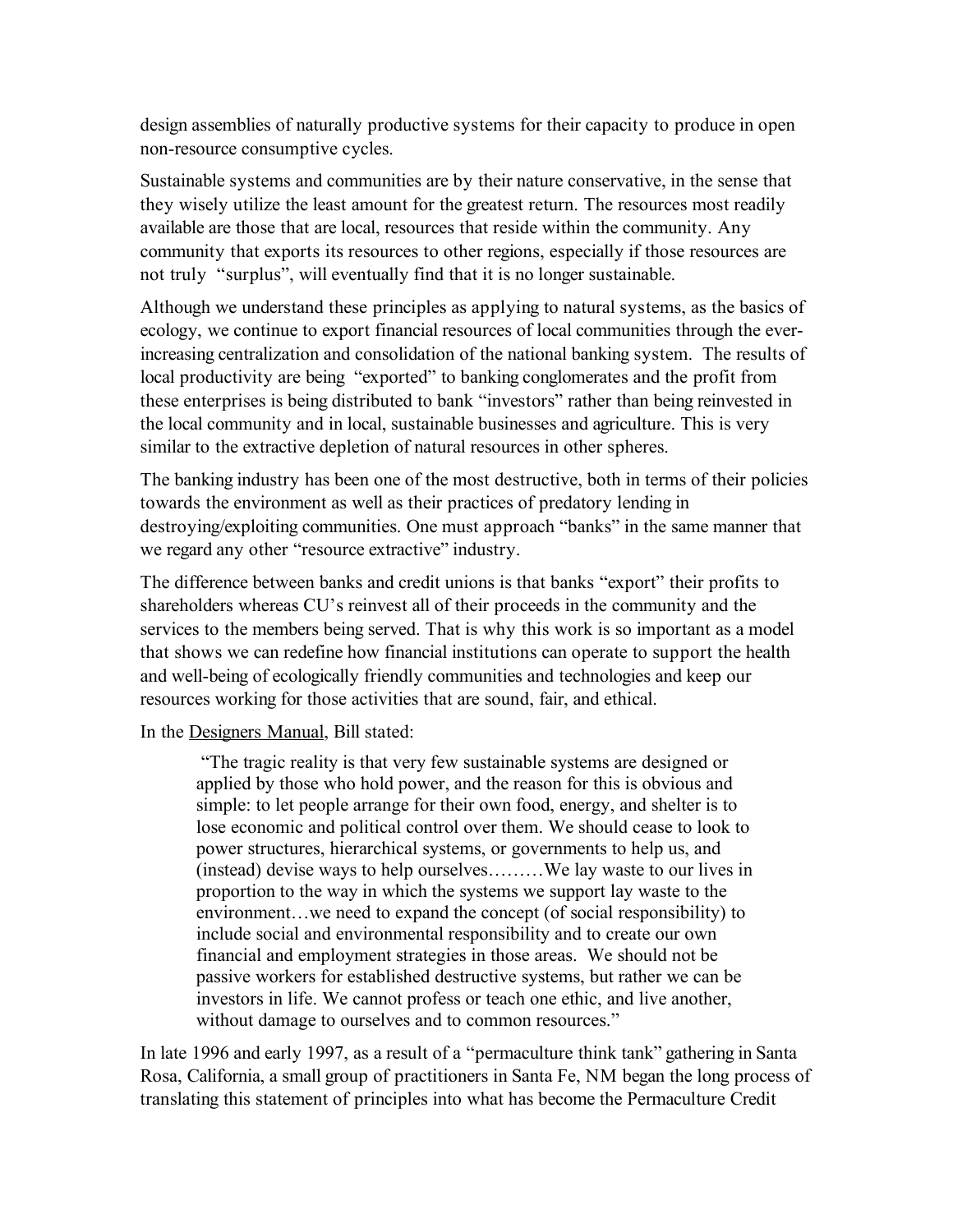design assemblies of naturally productive systems for their capacity to produce in open non-resource consumptive cycles.

Sustainable systems and communities are by their nature conservative, in the sense that they wisely utilize the least amount for the greatest return. The resources most readily available are those that are local, resources that reside within the community. Any community that exports its resources to other regions, especially if those resources are not truly "surplus", will eventually find that it is no longer sustainable.

Although we understand these principles as applying to natural systems, as the basics of ecology, we continue to export financial resources of local communities through the ever-increasing centralization and consolidation of the national banking system. The results of local productivity are being "exported" to banking conglomerates and the profit from these enterprises is being distributed to bank "investors" rather than being reinvested in the local community and in local, sustainable businesses and agriculture. This is very similar to the extractive depletion of natural resources in other spheres.

The banking industry has been one of the most destructive, both in terms of their policies towards the environment as well as their practices of predatory lending in destroying/exploiting communities. One must approach "banks" in the same manner that we regard any other "resource extractive" industry.

The difference between banks and credit unions is that banks "export" their profits to shareholders whereas CU's reinvest all of their proceeds in the community and the services to the members being served. That is why this work is so important as a model that shows we can redefine how financial institutions can operate to support the health and well-being of ecologically friendly communities and technologies and keep our resources working for those activities that are sound, fair, and ethical.

In the Designers Manual, Bill stated:

> "The tragic reality is that very few sustainable systems are designed or applied by those who hold power, and the reason for this is obvious and simple: to let people arrange for their own food, energy, and shelter is to lose economic and political control over them. We should cease to look to power structures, hierarchical systems, or governments to help us, and (instead) devise ways to help ourselves………We lay waste to our lives in proportion to the way in which the systems we support lay waste to the environment…we need to expand the concept (of social responsibility) to include social and environmental responsibility and to create our own financial and employment strategies in those areas. We should not be passive workers for established destructive systems, but rather we can be investors in life. We cannot profess or teach one ethic, and live another, without damage to ourselves and to common resources."

In late 1996 and early 1997, as a result of a "permaculture think tank" gathering in Santa Rosa, California, a small group of practitioners in Santa Fe, NM began the long process of translating this statement of principles into what has become the Permaculture Credit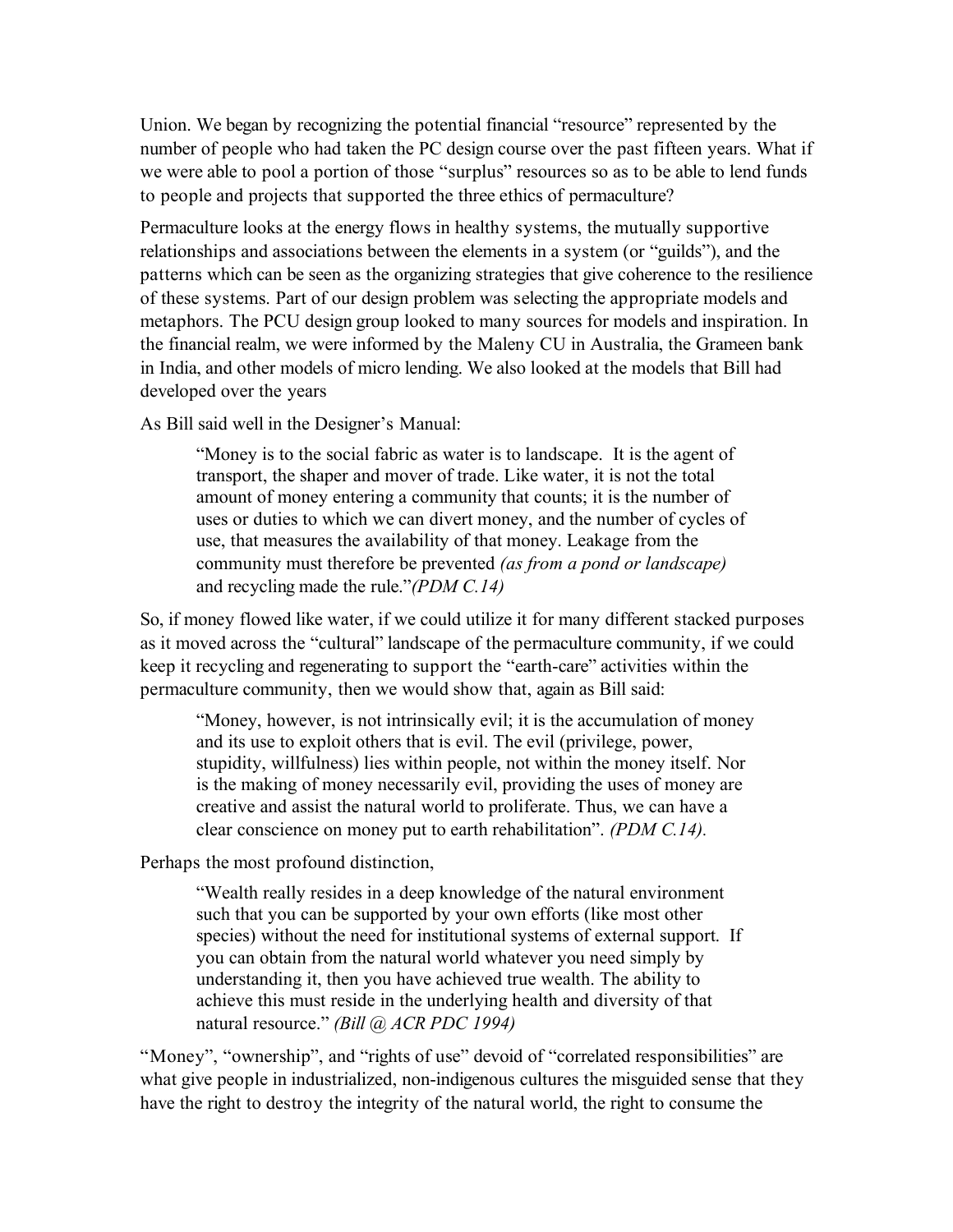Union. We began by recognizing the potential financial "resource" represented by the number of people who had taken the PC design course over the past fifteen years. What if we were able to pool a portion of those "surplus" resources so as to be able to lend funds to people and projects that supported the three ethics of permaculture?

Permaculture looks at the energy flows in healthy systems, the mutually supportive relationships and associations between the elements in a system (or "guilds"), and the patterns which can be seen as the organizing strategies that give coherence to the resilience of these systems. Part of our design problem was selecting the appropriate models and metaphors. The PCU design group looked to many sources for models and inspiration. In the financial realm, we were informed by the Maleny CU in Australia, the Grameen bank in India, and other models of micro lending. We also looked at the models that Bill had developed over the years

As Bill said well in the Designer's Manual:

> "Money is to the social fabric as water is to landscape. It is the agent of transport, the shaper and mover of trade. Like water, it is not the total amount of money entering a community that counts; it is the number of uses or duties to which we can divert money, and the number of cycles of use, that measures the availability of that money. Leakage from the community must therefore be prevented *(as from a pond or landscape)* and recycling made the rule."*(PDM C.14)*

So, if money flowed like water, if we could utilize it for many different stacked purposes as it moved across the "cultural" landscape of the permaculture community, if we could keep it recycling and regenerating to support the "earth-care" activities within the permaculture community, then we would show that, again as Bill said:

> "Money, however, is not intrinsically evil; it is the accumulation of money and its use to exploit others that is evil. The evil (privilege, power, stupidity, willfulness) lies within people, not within the money itself. Nor is the making of money necessarily evil, providing the uses of money are creative and assist the natural world to proliferate. Thus, we can have a clear conscience on money put to earth rehabilitation". *(PDM C.14).*

Perhaps the most profound distinction,

> "Wealth really resides in a deep knowledge of the natural environment such that you can be supported by your own efforts (like most other species) without the need for institutional systems of external support. If you can obtain from the natural world whatever you need simply by understanding it, then you have achieved true wealth. The ability to achieve this must reside in the underlying health and diversity of that natural resource." *(Bill @ ACR PDC 1994)*

"Money", "ownership", and "rights of use" devoid of "correlated responsibilities" are what give people in industrialized, non-indigenous cultures the misguided sense that they have the right to destroy the integrity of the natural world, the right to consume the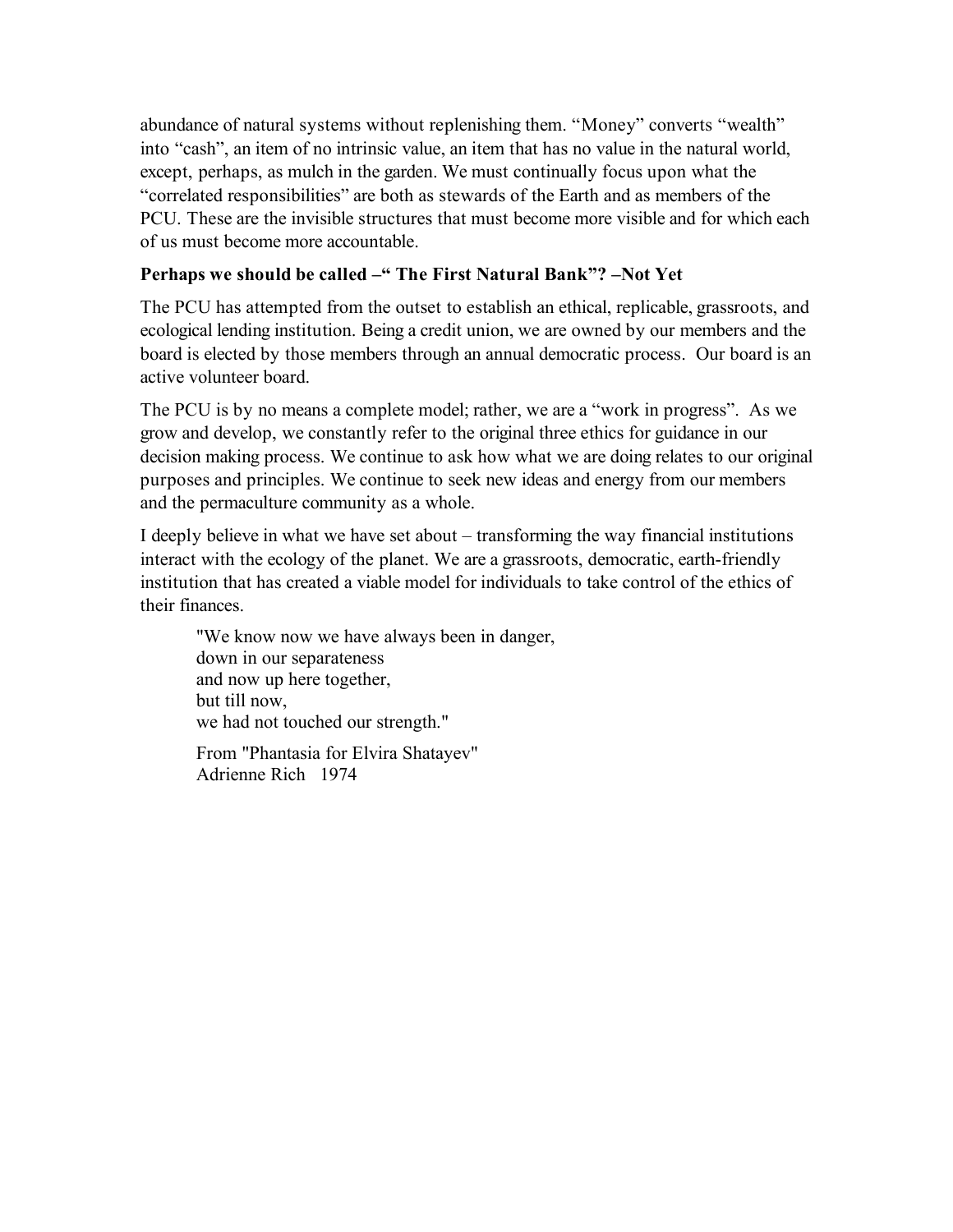abundance of natural systems without replenishing them. “Money” converts “wealth” into “cash”, an item of no intrinsic value, an item that has no value in the natural world, except, perhaps, as mulch in the garden. We must continually focus upon what the “correlated responsibilities” are both as stewards of the Earth and as members of the PCU. These are the invisible structures that must become more visible and for which each of us must become more accountable.

### Perhaps we should be called –“ The First Natural Bank”? –Not Yet

The PCU has attempted from the outset to establish an ethical, replicable, grassroots, and ecological lending institution. Being a credit union, we are owned by our members and the board is elected by those members through an annual democratic process. Our board is an active volunteer board.

The PCU is by no means a complete model; rather, we are a “work in progress”. As we grow and develop, we constantly refer to the original three ethics for guidance in our decision making process. We continue to ask how what we are doing relates to our original purposes and principles. We continue to seek new ideas and energy from our members and the permaculture community as a whole.

I deeply believe in what we have set about – transforming the way financial institutions interact with the ecology of the planet. We are a grassroots, democratic, earth-friendly institution that has created a viable model for individuals to take control of the ethics of their finances.

> "We know now we have always been in danger,
> down in our separateness
> and now up here together,
> but till now,
> we had not touched our strength."
>
> From "Phantasia for Elvira Shatayev"
> Adrienne Rich 1974